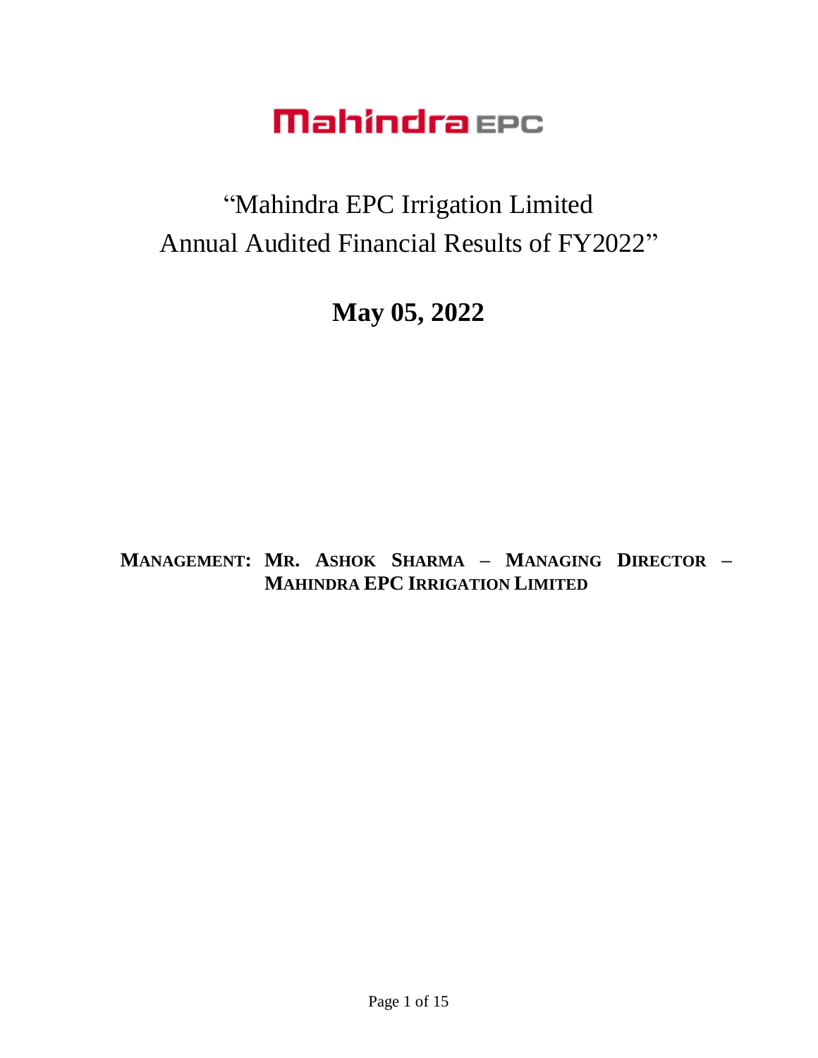# Mahindra EPC

# "Mahindra EPC Irrigation Limited Annual Audited Financial Results of FY2022"

## May 05, 2022

**MANAGEMENT: MR. ASHOK SHARMA – MANAGING DIRECTOR – MAHINDRA EPC IRRIGATION LIMITED**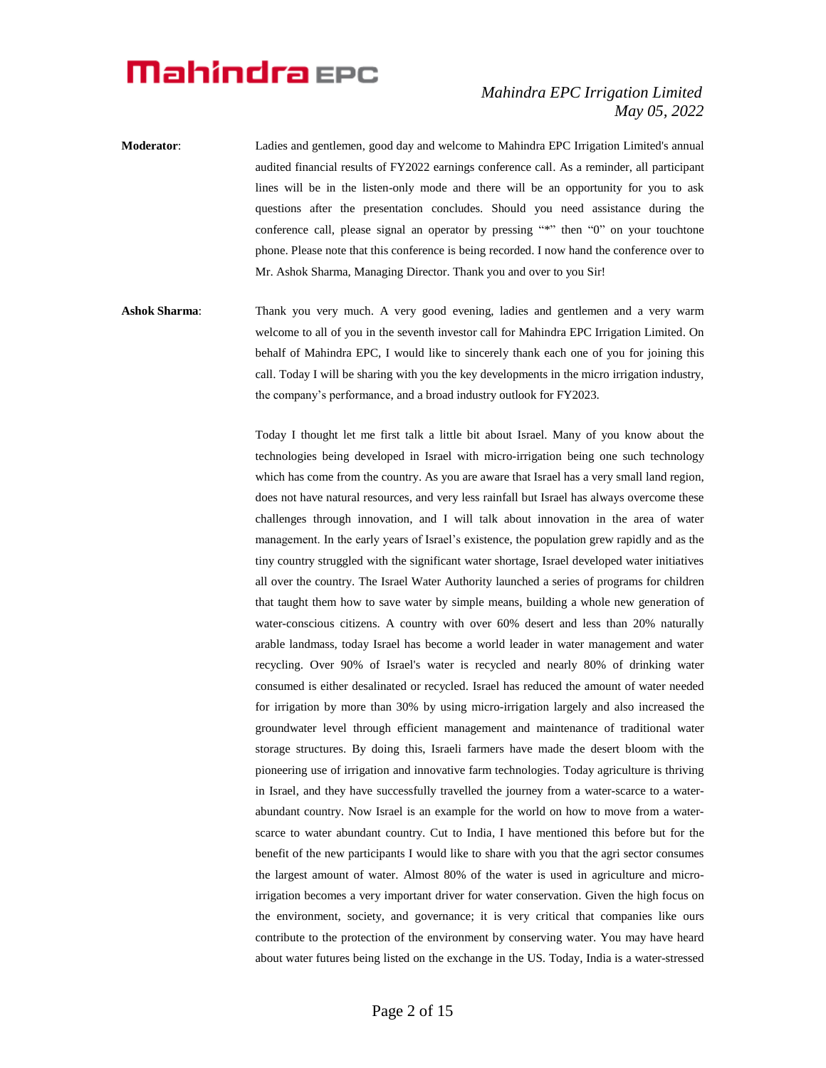**Moderator**: Ladies and gentlemen, good day and welcome to Mahindra EPC Irrigation Limited's annual audited financial results of FY2022 earnings conference call. As a reminder, all participant lines will be in the listen-only mode and there will be an opportunity for you to ask questions after the presentation concludes. Should you need assistance during the conference call, please signal an operator by pressing "*" then "0" on your touchtone phone. Please note that this conference is being recorded. I now hand the conference over to Mr. Ashok Sharma, Managing Director. Thank you and over to you Sir!

**Ashok Sharma**: Thank you very much. A very good evening, ladies and gentlemen and a very warm welcome to all of you in the seventh investor call for Mahindra EPC Irrigation Limited. On behalf of Mahindra EPC, I would like to sincerely thank each one of you for joining this call. Today I will be sharing with you the key developments in the micro irrigation industry, the company's performance, and a broad industry outlook for FY2023.

Today I thought let me first talk a little bit about Israel. Many of you know about the technologies being developed in Israel with micro-irrigation being one such technology which has come from the country. As you are aware that Israel has a very small land region, does not have natural resources, and very less rainfall but Israel has always overcome these challenges through innovation, and I will talk about innovation in the area of water management. In the early years of Israel's existence, the population grew rapidly and as the tiny country struggled with the significant water shortage, Israel developed water initiatives all over the country. The Israel Water Authority launched a series of programs for children that taught them how to save water by simple means, building a whole new generation of water-conscious citizens. A country with over 60% desert and less than 20% naturally arable landmass, today Israel has become a world leader in water management and water recycling. Over 90% of Israel's water is recycled and nearly 80% of drinking water consumed is either desalinated or recycled. Israel has reduced the amount of water needed for irrigation by more than 30% by using micro-irrigation largely and also increased the groundwater level through efficient management and maintenance of traditional water storage structures. By doing this, Israeli farmers have made the desert bloom with the pioneering use of irrigation and innovative farm technologies. Today agriculture is thriving in Israel, and they have successfully travelled the journey from a water-scarce to a water-abundant country. Now Israel is an example for the world on how to move from a water-scarce to water abundant country. Cut to India, I have mentioned this before but for the benefit of the new participants I would like to share with you that the agri sector consumes the largest amount of water. Almost 80% of the water is used in agriculture and micro-irrigation becomes a very important driver for water conservation. Given the high focus on the environment, society, and governance; it is very critical that companies like ours contribute to the protection of the environment by conserving water. You may have heard about water futures being listed on the exchange in the US. Today, India is a water-stressed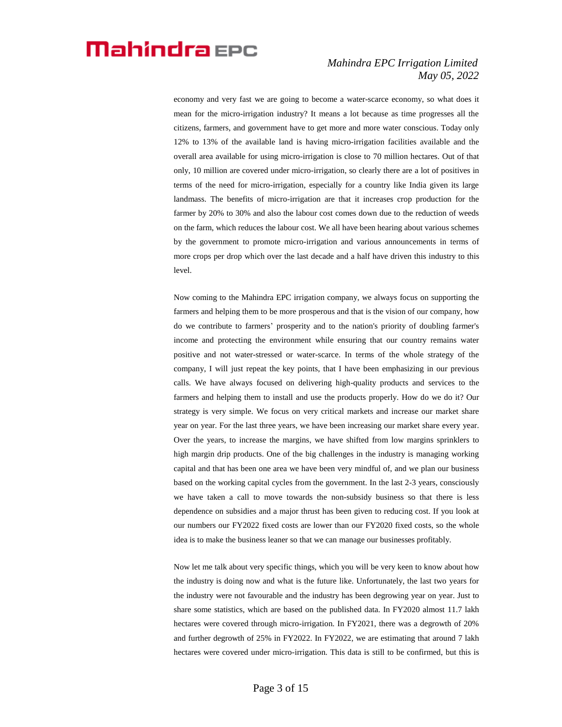economy and very fast we are going to become a water-scarce economy, so what does it mean for the micro-irrigation industry? It means a lot because as time progresses all the citizens, farmers, and government have to get more and more water conscious. Today only 12% to 13% of the available land is having micro-irrigation facilities available and the overall area available for using micro-irrigation is close to 70 million hectares. Out of that only, 10 million are covered under micro-irrigation, so clearly there are a lot of positives in terms of the need for micro-irrigation, especially for a country like India given its large landmass. The benefits of micro-irrigation are that it increases crop production for the farmer by 20% to 30% and also the labour cost comes down due to the reduction of weeds on the farm, which reduces the labour cost. We all have been hearing about various schemes by the government to promote micro-irrigation and various announcements in terms of more crops per drop which over the last decade and a half have driven this industry to this level.

Now coming to the Mahindra EPC irrigation company, we always focus on supporting the farmers and helping them to be more prosperous and that is the vision of our company, how do we contribute to farmers' prosperity and to the nation's priority of doubling farmer's income and protecting the environment while ensuring that our country remains water positive and not water-stressed or water-scarce. In terms of the whole strategy of the company, I will just repeat the key points, that I have been emphasizing in our previous calls. We have always focused on delivering high-quality products and services to the farmers and helping them to install and use the products properly. How do we do it? Our strategy is very simple. We focus on very critical markets and increase our market share year on year. For the last three years, we have been increasing our market share every year. Over the years, to increase the margins, we have shifted from low margins sprinklers to high margin drip products. One of the big challenges in the industry is managing working capital and that has been one area we have been very mindful of, and we plan our business based on the working capital cycles from the government. In the last 2-3 years, consciously we have taken a call to move towards the non-subsidy business so that there is less dependence on subsidies and a major thrust has been given to reducing cost. If you look at our numbers our FY2022 fixed costs are lower than our FY2020 fixed costs, so the whole idea is to make the business leaner so that we can manage our businesses profitably.

Now let me talk about very specific things, which you will be very keen to know about how the industry is doing now and what is the future like. Unfortunately, the last two years for the industry were not favourable and the industry has been degrowing year on year. Just to share some statistics, which are based on the published data. In FY2020 almost 11.7 lakh hectares were covered through micro-irrigation. In FY2021, there was a degrowth of 20% and further degrowth of 25% in FY2022. In FY2022, we are estimating that around 7 lakh hectares were covered under micro-irrigation. This data is still to be confirmed, but this is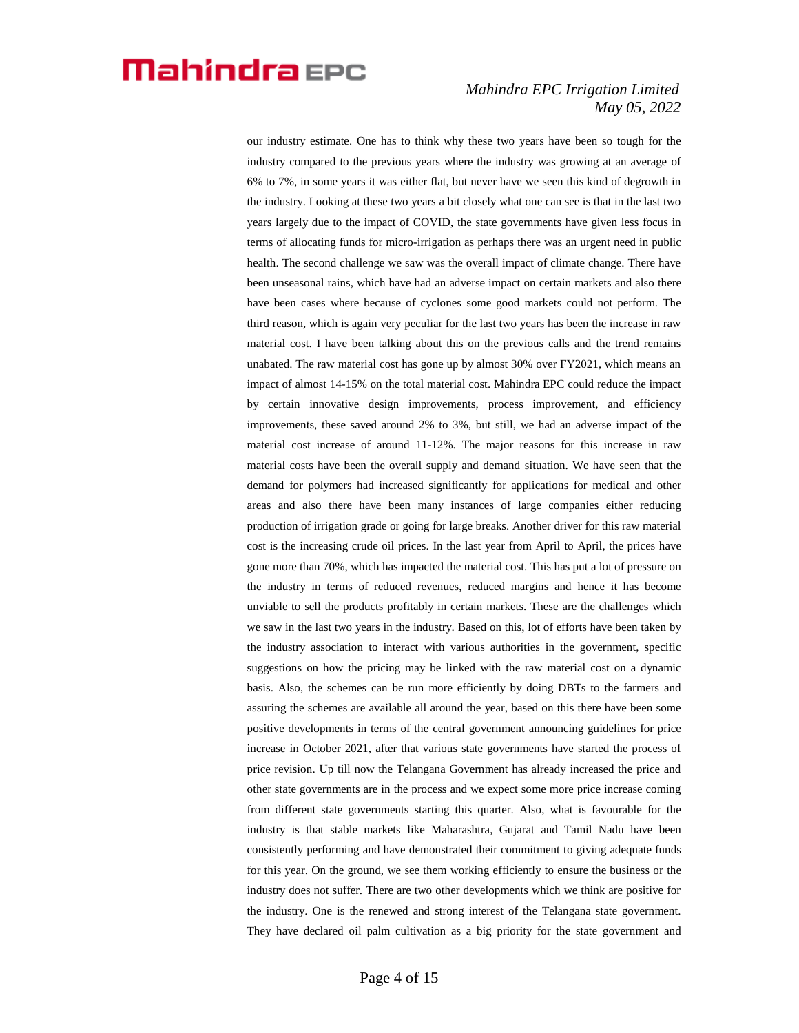our industry estimate. One has to think why these two years have been so tough for the industry compared to the previous years where the industry was growing at an average of 6% to 7%, in some years it was either flat, but never have we seen this kind of degrowth in the industry. Looking at these two years a bit closely what one can see is that in the last two years largely due to the impact of COVID, the state governments have given less focus in terms of allocating funds for micro-irrigation as perhaps there was an urgent need in public health. The second challenge we saw was the overall impact of climate change. There have been unseasonal rains, which have had an adverse impact on certain markets and also there have been cases where because of cyclones some good markets could not perform. The third reason, which is again very peculiar for the last two years has been the increase in raw material cost. I have been talking about this on the previous calls and the trend remains unabated. The raw material cost has gone up by almost 30% over FY2021, which means an impact of almost 14-15% on the total material cost. Mahindra EPC could reduce the impact by certain innovative design improvements, process improvement, and efficiency improvements, these saved around 2% to 3%, but still, we had an adverse impact of the material cost increase of around 11-12%. The major reasons for this increase in raw material costs have been the overall supply and demand situation. We have seen that the demand for polymers had increased significantly for applications for medical and other areas and also there have been many instances of large companies either reducing production of irrigation grade or going for large breaks. Another driver for this raw material cost is the increasing crude oil prices. In the last year from April to April, the prices have gone more than 70%, which has impacted the material cost. This has put a lot of pressure on the industry in terms of reduced revenues, reduced margins and hence it has become unviable to sell the products profitably in certain markets. These are the challenges which we saw in the last two years in the industry. Based on this, lot of efforts have been taken by the industry association to interact with various authorities in the government, specific suggestions on how the pricing may be linked with the raw material cost on a dynamic basis. Also, the schemes can be run more efficiently by doing DBTs to the farmers and assuring the schemes are available all around the year, based on this there have been some positive developments in terms of the central government announcing guidelines for price increase in October 2021, after that various state governments have started the process of price revision. Up till now the Telangana Government has already increased the price and other state governments are in the process and we expect some more price increase coming from different state governments starting this quarter. Also, what is favourable for the industry is that stable markets like Maharashtra, Gujarat and Tamil Nadu have been consistently performing and have demonstrated their commitment to giving adequate funds for this year. On the ground, we see them working efficiently to ensure the business or the industry does not suffer. There are two other developments which we think are positive for the industry. One is the renewed and strong interest of the Telangana state government. They have declared oil palm cultivation as a big priority for the state government and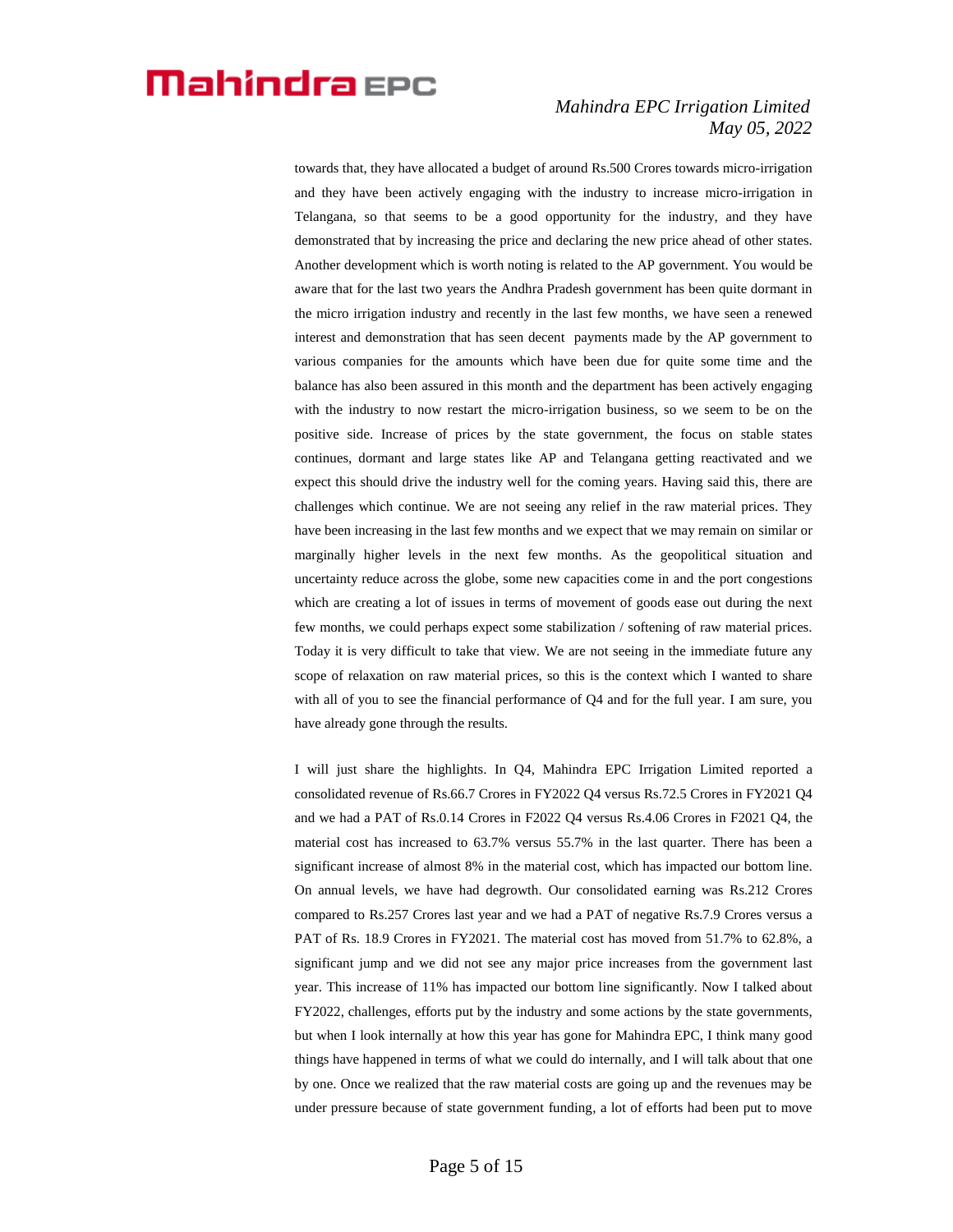towards that, they have allocated a budget of around Rs.500 Crores towards micro-irrigation and they have been actively engaging with the industry to increase micro-irrigation in Telangana, so that seems to be a good opportunity for the industry, and they have demonstrated that by increasing the price and declaring the new price ahead of other states. Another development which is worth noting is related to the AP government. You would be aware that for the last two years the Andhra Pradesh government has been quite dormant in the micro irrigation industry and recently in the last few months, we have seen a renewed interest and demonstration that has seen decent payments made by the AP government to various companies for the amounts which have been due for quite some time and the balance has also been assured in this month and the department has been actively engaging with the industry to now restart the micro-irrigation business, so we seem to be on the positive side. Increase of prices by the state government, the focus on stable states continues, dormant and large states like AP and Telangana getting reactivated and we expect this should drive the industry well for the coming years. Having said this, there are challenges which continue. We are not seeing any relief in the raw material prices. They have been increasing in the last few months and we expect that we may remain on similar or marginally higher levels in the next few months. As the geopolitical situation and uncertainty reduce across the globe, some new capacities come in and the port congestions which are creating a lot of issues in terms of movement of goods ease out during the next few months, we could perhaps expect some stabilization / softening of raw material prices. Today it is very difficult to take that view. We are not seeing in the immediate future any scope of relaxation on raw material prices, so this is the context which I wanted to share with all of you to see the financial performance of Q4 and for the full year. I am sure, you have already gone through the results.

I will just share the highlights. In Q4, Mahindra EPC Irrigation Limited reported a consolidated revenue of Rs.66.7 Crores in FY2022 Q4 versus Rs.72.5 Crores in FY2021 Q4 and we had a PAT of Rs.0.14 Crores in F2022 Q4 versus Rs.4.06 Crores in F2021 Q4, the material cost has increased to 63.7% versus 55.7% in the last quarter. There has been a significant increase of almost 8% in the material cost, which has impacted our bottom line. On annual levels, we have had degrowth. Our consolidated earning was Rs.212 Crores compared to Rs.257 Crores last year and we had a PAT of negative Rs.7.9 Crores versus a PAT of Rs. 18.9 Crores in FY2021. The material cost has moved from 51.7% to 62.8%, a significant jump and we did not see any major price increases from the government last year. This increase of 11% has impacted our bottom line significantly. Now I talked about FY2022, challenges, efforts put by the industry and some actions by the state governments, but when I look internally at how this year has gone for Mahindra EPC, I think many good things have happened in terms of what we could do internally, and I will talk about that one by one. Once we realized that the raw material costs are going up and the revenues may be under pressure because of state government funding, a lot of efforts had been put to move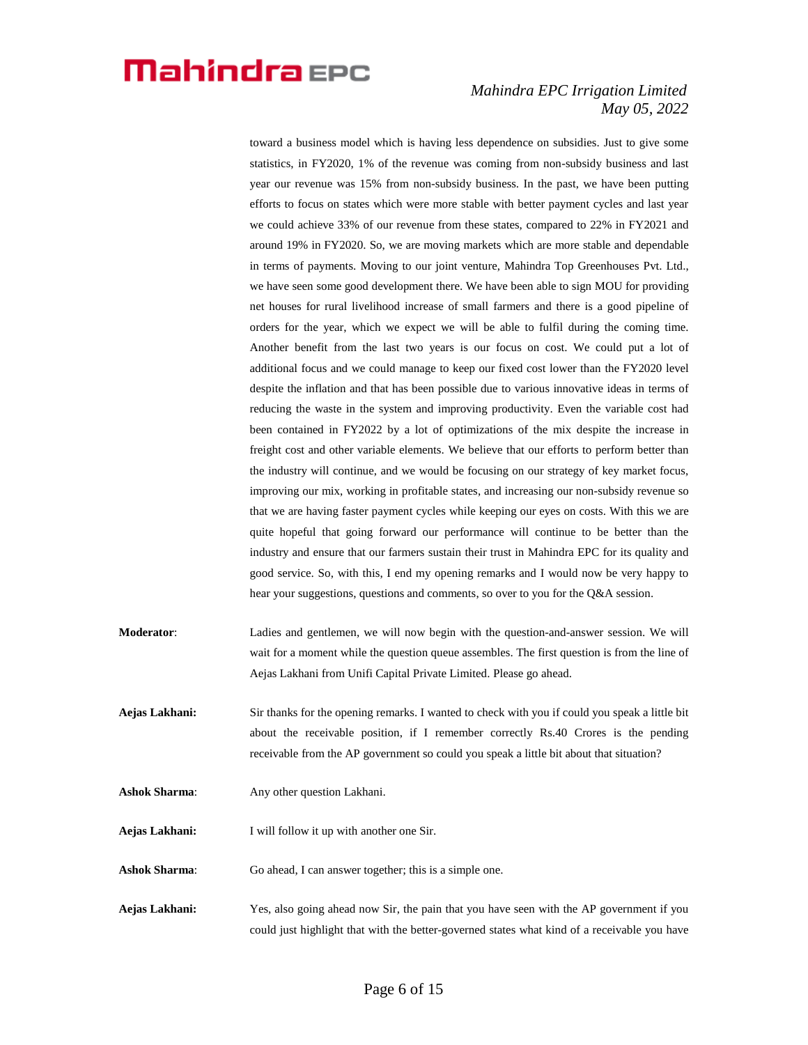toward a business model which is having less dependence on subsidies. Just to give some statistics, in FY2020, 1% of the revenue was coming from non-subsidy business and last year our revenue was 15% from non-subsidy business. In the past, we have been putting efforts to focus on states which were more stable with better payment cycles and last year we could achieve 33% of our revenue from these states, compared to 22% in FY2021 and around 19% in FY2020. So, we are moving markets which are more stable and dependable in terms of payments. Moving to our joint venture, Mahindra Top Greenhouses Pvt. Ltd., we have seen some good development there. We have been able to sign MOU for providing net houses for rural livelihood increase of small farmers and there is a good pipeline of orders for the year, which we expect we will be able to fulfil during the coming time. Another benefit from the last two years is our focus on cost. We could put a lot of additional focus and we could manage to keep our fixed cost lower than the FY2020 level despite the inflation and that has been possible due to various innovative ideas in terms of reducing the waste in the system and improving productivity. Even the variable cost had been contained in FY2022 by a lot of optimizations of the mix despite the increase in freight cost and other variable elements. We believe that our efforts to perform better than the industry will continue, and we would be focusing on our strategy of key market focus, improving our mix, working in profitable states, and increasing our non-subsidy revenue so that we are having faster payment cycles while keeping our eyes on costs. With this we are quite hopeful that going forward our performance will continue to be better than the industry and ensure that our farmers sustain their trust in Mahindra EPC for its quality and good service. So, with this, I end my opening remarks and I would now be very happy to hear your suggestions, questions and comments, so over to you for the Q&A session.

**Moderator**: Ladies and gentlemen, we will now begin with the question-and-answer session. We will wait for a moment while the question queue assembles. The first question is from the line of Aejas Lakhani from Unifi Capital Private Limited. Please go ahead.

**Aejas Lakhani:** Sir thanks for the opening remarks. I wanted to check with you if could you speak a little bit about the receivable position, if I remember correctly Rs.40 Crores is the pending receivable from the AP government so could you speak a little bit about that situation?

**Ashok Sharma**: Any other question Lakhani.

**Aejas Lakhani:** I will follow it up with another one Sir.

**Ashok Sharma**: Go ahead, I can answer together; this is a simple one.

**Aejas Lakhani:** Yes, also going ahead now Sir, the pain that you have seen with the AP government if you could just highlight that with the better-governed states what kind of a receivable you have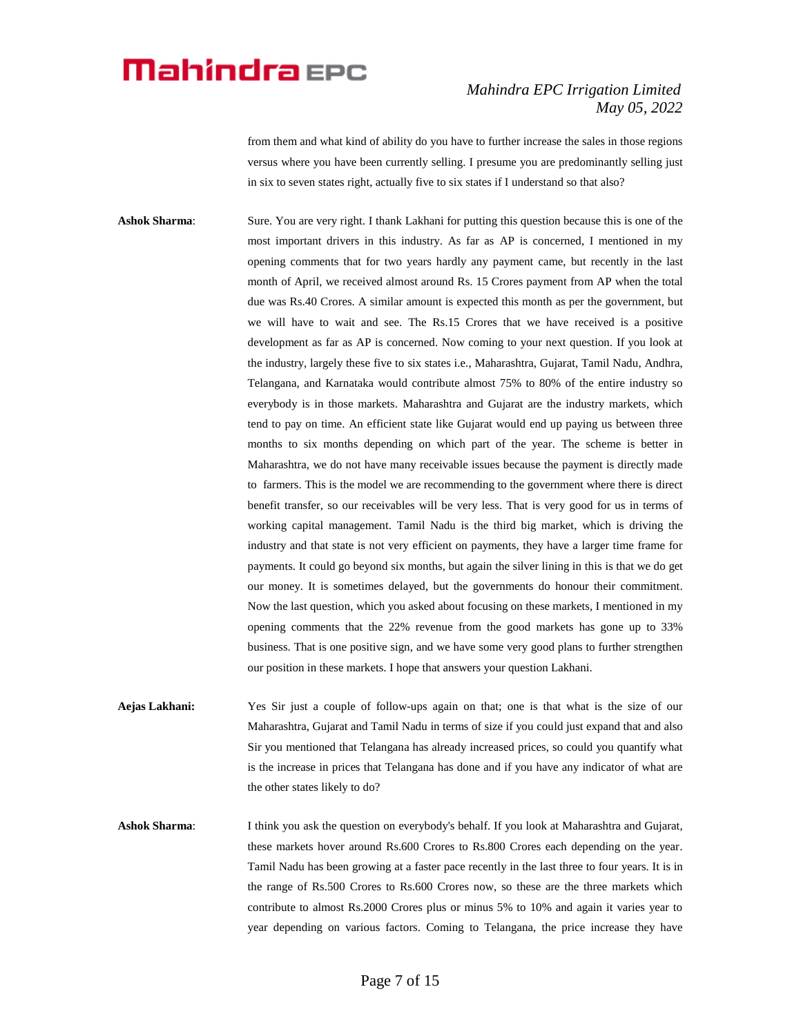from them and what kind of ability do you have to further increase the sales in those regions versus where you have been currently selling. I presume you are predominantly selling just in six to seven states right, actually five to six states if I understand so that also?

**Ashok Sharma**: Sure. You are very right. I thank Lakhani for putting this question because this is one of the most important drivers in this industry. As far as AP is concerned, I mentioned in my opening comments that for two years hardly any payment came, but recently in the last month of April, we received almost around Rs. 15 Crores payment from AP when the total due was Rs.40 Crores. A similar amount is expected this month as per the government, but we will have to wait and see. The Rs.15 Crores that we have received is a positive development as far as AP is concerned. Now coming to your next question. If you look at the industry, largely these five to six states i.e., Maharashtra, Gujarat, Tamil Nadu, Andhra, Telangana, and Karnataka would contribute almost 75% to 80% of the entire industry so everybody is in those markets. Maharashtra and Gujarat are the industry markets, which tend to pay on time. An efficient state like Gujarat would end up paying us between three months to six months depending on which part of the year. The scheme is better in Maharashtra, we do not have many receivable issues because the payment is directly made to farmers. This is the model we are recommending to the government where there is direct benefit transfer, so our receivables will be very less. That is very good for us in terms of working capital management. Tamil Nadu is the third big market, which is driving the industry and that state is not very efficient on payments, they have a larger time frame for payments. It could go beyond six months, but again the silver lining in this is that we do get our money. It is sometimes delayed, but the governments do honour their commitment. Now the last question, which you asked about focusing on these markets, I mentioned in my opening comments that the 22% revenue from the good markets has gone up to 33% business. That is one positive sign, and we have some very good plans to further strengthen our position in these markets. I hope that answers your question Lakhani.

**Aejas Lakhani:** Yes Sir just a couple of follow-ups again on that; one is that what is the size of our Maharashtra, Gujarat and Tamil Nadu in terms of size if you could just expand that and also Sir you mentioned that Telangana has already increased prices, so could you quantify what is the increase in prices that Telangana has done and if you have any indicator of what are the other states likely to do?

**Ashok Sharma**: I think you ask the question on everybody's behalf. If you look at Maharashtra and Gujarat, these markets hover around Rs.600 Crores to Rs.800 Crores each depending on the year. Tamil Nadu has been growing at a faster pace recently in the last three to four years. It is in the range of Rs.500 Crores to Rs.600 Crores now, so these are the three markets which contribute to almost Rs.2000 Crores plus or minus 5% to 10% and again it varies year to year depending on various factors. Coming to Telangana, the price increase they have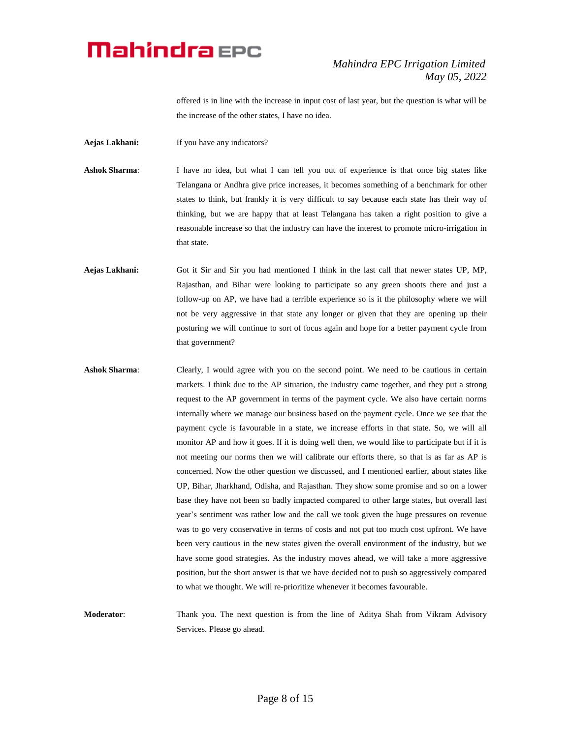offered is in line with the increase in input cost of last year, but the question is what will be the increase of the other states, I have no idea.

**Aejas Lakhani:** If you have any indicators?

**Ashok Sharma**: I have no idea, but what I can tell you out of experience is that once big states like Telangana or Andhra give price increases, it becomes something of a benchmark for other states to think, but frankly it is very difficult to say because each state has their way of thinking, but we are happy that at least Telangana has taken a right position to give a reasonable increase so that the industry can have the interest to promote micro-irrigation in that state.

**Aejas Lakhani:** Got it Sir and Sir you had mentioned I think in the last call that newer states UP, MP, Rajasthan, and Bihar were looking to participate so any green shoots there and just a follow-up on AP, we have had a terrible experience so is it the philosophy where we will not be very aggressive in that state any longer or given that they are opening up their posturing we will continue to sort of focus again and hope for a better payment cycle from that government?

**Ashok Sharma**: Clearly, I would agree with you on the second point. We need to be cautious in certain markets. I think due to the AP situation, the industry came together, and they put a strong request to the AP government in terms of the payment cycle. We also have certain norms internally where we manage our business based on the payment cycle. Once we see that the payment cycle is favourable in a state, we increase efforts in that state. So, we will all monitor AP and how it goes. If it is doing well then, we would like to participate but if it is not meeting our norms then we will calibrate our efforts there, so that is as far as AP is concerned. Now the other question we discussed, and I mentioned earlier, about states like UP, Bihar, Jharkhand, Odisha, and Rajasthan. They show some promise and so on a lower base they have not been so badly impacted compared to other large states, but overall last year's sentiment was rather low and the call we took given the huge pressures on revenue was to go very conservative in terms of costs and not put too much cost upfront. We have been very cautious in the new states given the overall environment of the industry, but we have some good strategies. As the industry moves ahead, we will take a more aggressive position, but the short answer is that we have decided not to push so aggressively compared to what we thought. We will re-prioritize whenever it becomes favourable.

**Moderator**: Thank you. The next question is from the line of Aditya Shah from Vikram Advisory Services. Please go ahead.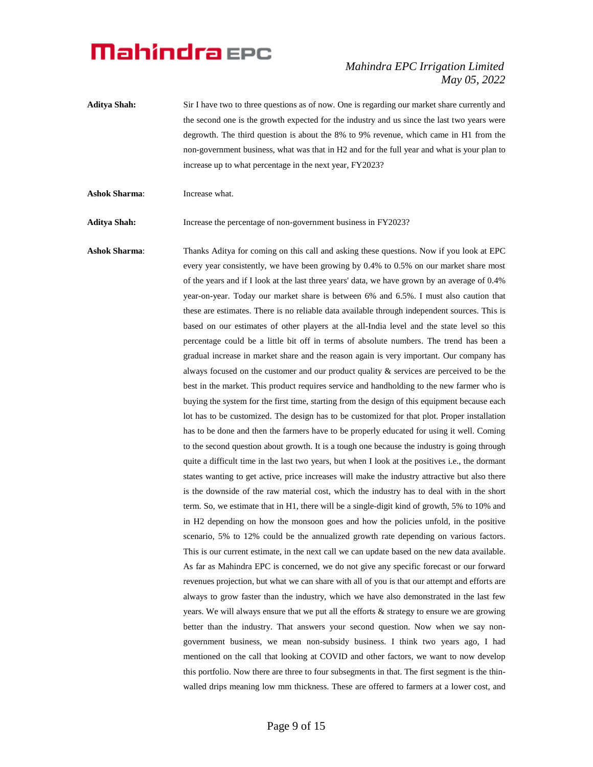**Aditya Shah:** Sir I have two to three questions as of now. One is regarding our market share currently and the second one is the growth expected for the industry and us since the last two years were degrowth. The third question is about the 8% to 9% revenue, which came in H1 from the non-government business, what was that in H2 and for the full year and what is your plan to increase up to what percentage in the next year, FY2023?

**Ashok Sharma**: Increase what.

**Aditya Shah:** Increase the percentage of non-government business in FY2023?

**Ashok Sharma**: Thanks Aditya for coming on this call and asking these questions. Now if you look at EPC every year consistently, we have been growing by 0.4% to 0.5% on our market share most of the years and if I look at the last three years' data, we have grown by an average of 0.4% year-on-year. Today our market share is between 6% and 6.5%. I must also caution that these are estimates. There is no reliable data available through independent sources. This is based on our estimates of other players at the all-India level and the state level so this percentage could be a little bit off in terms of absolute numbers. The trend has been a gradual increase in market share and the reason again is very important. Our company has always focused on the customer and our product quality & services are perceived to be the best in the market. This product requires service and handholding to the new farmer who is buying the system for the first time, starting from the design of this equipment because each lot has to be customized. The design has to be customized for that plot. Proper installation has to be done and then the farmers have to be properly educated for using it well. Coming to the second question about growth. It is a tough one because the industry is going through quite a difficult time in the last two years, but when I look at the positives i.e., the dormant states wanting to get active, price increases will make the industry attractive but also there is the downside of the raw material cost, which the industry has to deal with in the short term. So, we estimate that in H1, there will be a single-digit kind of growth, 5% to 10% and in H2 depending on how the monsoon goes and how the policies unfold, in the positive scenario, 5% to 12% could be the annualized growth rate depending on various factors. This is our current estimate, in the next call we can update based on the new data available. As far as Mahindra EPC is concerned, we do not give any specific forecast or our forward revenues projection, but what we can share with all of you is that our attempt and efforts are always to grow faster than the industry, which we have also demonstrated in the last few years. We will always ensure that we put all the efforts & strategy to ensure we are growing better than the industry. That answers your second question. Now when we say non-government business, we mean non-subsidy business. I think two years ago, I had mentioned on the call that looking at COVID and other factors, we want to now develop this portfolio. Now there are three to four subsegments in that. The first segment is the thin-walled drips meaning low mm thickness. These are offered to farmers at a lower cost, and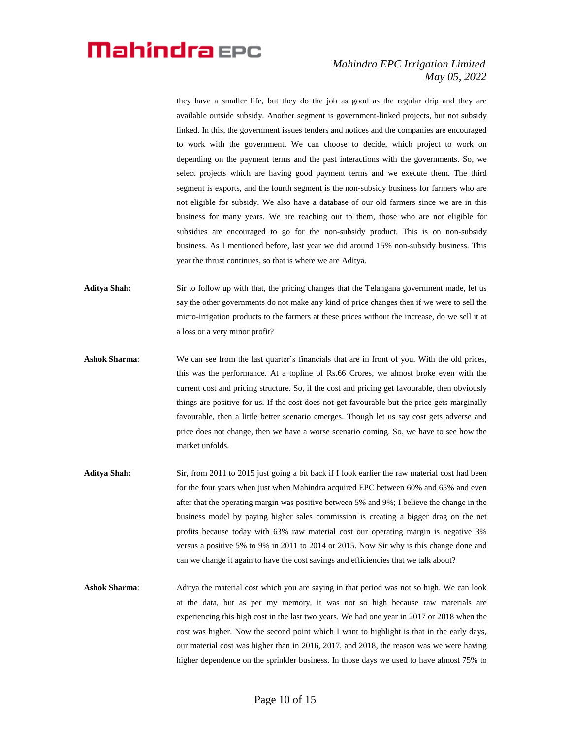they have a smaller life, but they do the job as good as the regular drip and they are available outside subsidy. Another segment is government-linked projects, but not subsidy linked. In this, the government issues tenders and notices and the companies are encouraged to work with the government. We can choose to decide, which project to work on depending on the payment terms and the past interactions with the governments. So, we select projects which are having good payment terms and we execute them. The third segment is exports, and the fourth segment is the non-subsidy business for farmers who are not eligible for subsidy. We also have a database of our old farmers since we are in this business for many years. We are reaching out to them, those who are not eligible for subsidies are encouraged to go for the non-subsidy product. This is on non-subsidy business. As I mentioned before, last year we did around 15% non-subsidy business. This year the thrust continues, so that is where we are Aditya.

**Aditya Shah:** Sir to follow up with that, the pricing changes that the Telangana government made, let us say the other governments do not make any kind of price changes then if we were to sell the micro-irrigation products to the farmers at these prices without the increase, do we sell it at a loss or a very minor profit?

**Ashok Sharma**: We can see from the last quarter's financials that are in front of you. With the old prices, this was the performance. At a topline of Rs.66 Crores, we almost broke even with the current cost and pricing structure. So, if the cost and pricing get favourable, then obviously things are positive for us. If the cost does not get favourable but the price gets marginally favourable, then a little better scenario emerges. Though let us say cost gets adverse and price does not change, then we have a worse scenario coming. So, we have to see how the market unfolds.

**Aditya Shah:** Sir, from 2011 to 2015 just going a bit back if I look earlier the raw material cost had been for the four years when just when Mahindra acquired EPC between 60% and 65% and even after that the operating margin was positive between 5% and 9%; I believe the change in the business model by paying higher sales commission is creating a bigger drag on the net profits because today with 63% raw material cost our operating margin is negative 3% versus a positive 5% to 9% in 2011 to 2014 or 2015. Now Sir why is this change done and can we change it again to have the cost savings and efficiencies that we talk about?

**Ashok Sharma**: Aditya the material cost which you are saying in that period was not so high. We can look at the data, but as per my memory, it was not so high because raw materials are experiencing this high cost in the last two years. We had one year in 2017 or 2018 when the cost was higher. Now the second point which I want to highlight is that in the early days, our material cost was higher than in 2016, 2017, and 2018, the reason was we were having higher dependence on the sprinkler business. In those days we used to have almost 75% to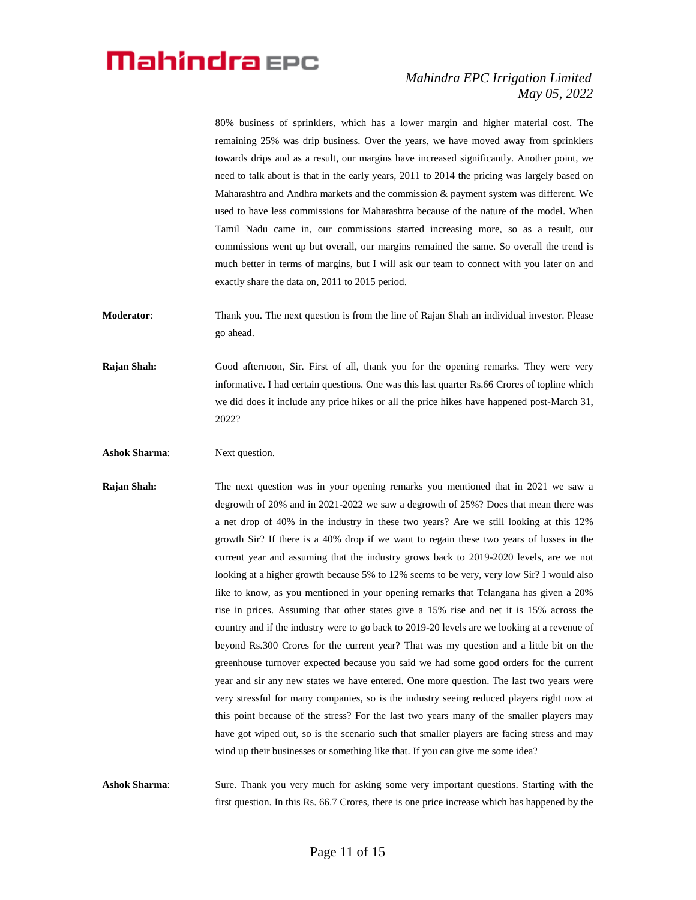80% business of sprinklers, which has a lower margin and higher material cost. The remaining 25% was drip business. Over the years, we have moved away from sprinklers towards drips and as a result, our margins have increased significantly. Another point, we need to talk about is that in the early years, 2011 to 2014 the pricing was largely based on Maharashtra and Andhra markets and the commission & payment system was different. We used to have less commissions for Maharashtra because of the nature of the model. When Tamil Nadu came in, our commissions started increasing more, so as a result, our commissions went up but overall, our margins remained the same. So overall the trend is much better in terms of margins, but I will ask our team to connect with you later on and exactly share the data on, 2011 to 2015 period.

**Moderator**: Thank you. The next question is from the line of Rajan Shah an individual investor. Please go ahead.

**Rajan Shah:** Good afternoon, Sir. First of all, thank you for the opening remarks. They were very informative. I had certain questions. One was this last quarter Rs.66 Crores of topline which we did does it include any price hikes or all the price hikes have happened post-March 31, 2022?

**Ashok Sharma**: Next question.

**Rajan Shah:** The next question was in your opening remarks you mentioned that in 2021 we saw a degrowth of 20% and in 2021-2022 we saw a degrowth of 25%? Does that mean there was a net drop of 40% in the industry in these two years? Are we still looking at this 12% growth Sir? If there is a 40% drop if we want to regain these two years of losses in the current year and assuming that the industry grows back to 2019-2020 levels, are we not looking at a higher growth because 5% to 12% seems to be very, very low Sir? I would also like to know, as you mentioned in your opening remarks that Telangana has given a 20% rise in prices. Assuming that other states give a 15% rise and net it is 15% across the country and if the industry were to go back to 2019-20 levels are we looking at a revenue of beyond Rs.300 Crores for the current year? That was my question and a little bit on the greenhouse turnover expected because you said we had some good orders for the current year and sir any new states we have entered. One more question. The last two years were very stressful for many companies, so is the industry seeing reduced players right now at this point because of the stress? For the last two years many of the smaller players may have got wiped out, so is the scenario such that smaller players are facing stress and may wind up their businesses or something like that. If you can give me some idea?

**Ashok Sharma**: Sure. Thank you very much for asking some very important questions. Starting with the first question. In this Rs. 66.7 Crores, there is one price increase which has happened by the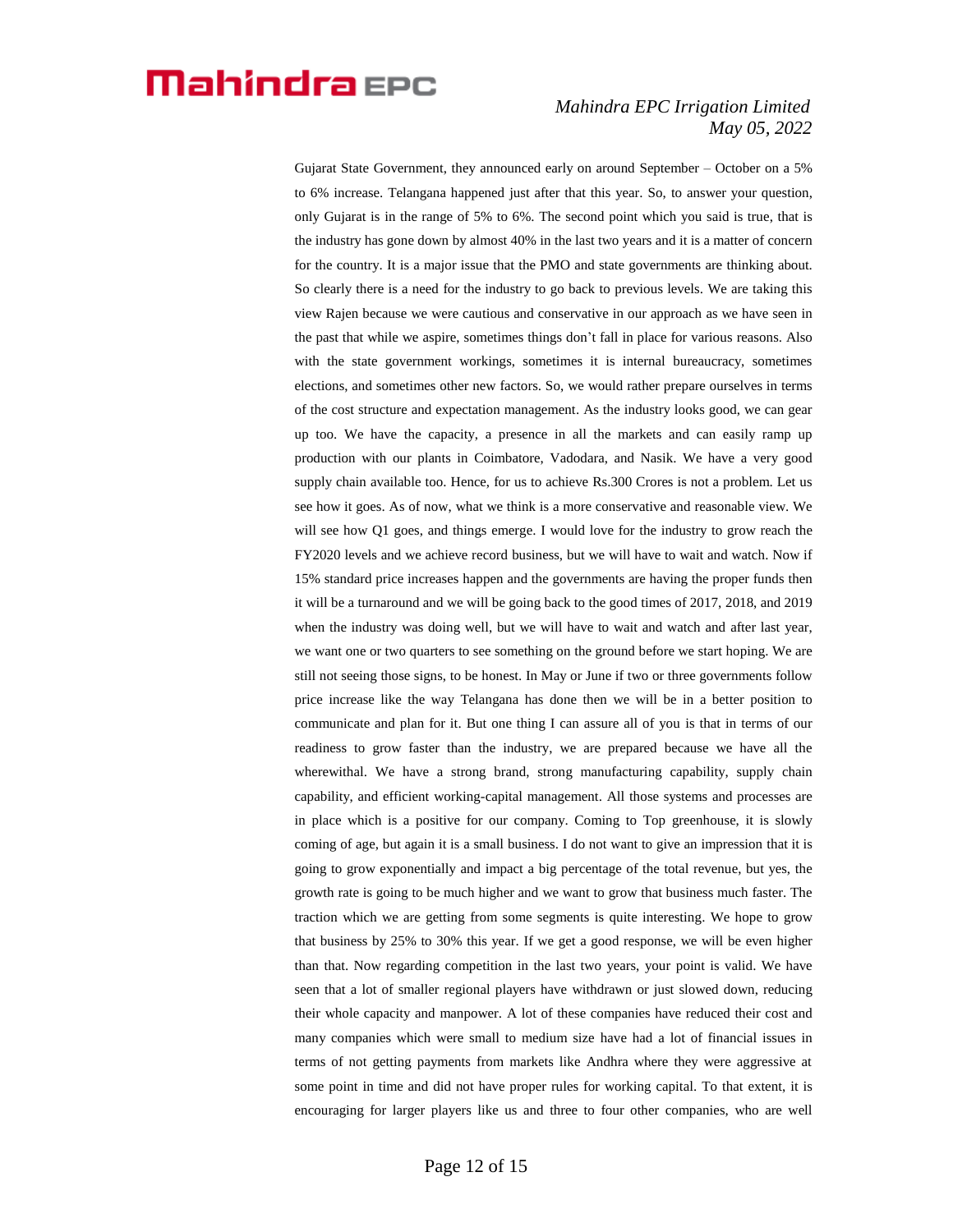Gujarat State Government, they announced early on around September – October on a 5% to 6% increase. Telangana happened just after that this year. So, to answer your question, only Gujarat is in the range of 5% to 6%. The second point which you said is true, that is the industry has gone down by almost 40% in the last two years and it is a matter of concern for the country. It is a major issue that the PMO and state governments are thinking about. So clearly there is a need for the industry to go back to previous levels. We are taking this view Rajen because we were cautious and conservative in our approach as we have seen in the past that while we aspire, sometimes things don't fall in place for various reasons. Also with the state government workings, sometimes it is internal bureaucracy, sometimes elections, and sometimes other new factors. So, we would rather prepare ourselves in terms of the cost structure and expectation management. As the industry looks good, we can gear up too. We have the capacity, a presence in all the markets and can easily ramp up production with our plants in Coimbatore, Vadodara, and Nasik. We have a very good supply chain available too. Hence, for us to achieve Rs.300 Crores is not a problem. Let us see how it goes. As of now, what we think is a more conservative and reasonable view. We will see how Q1 goes, and things emerge. I would love for the industry to grow reach the FY2020 levels and we achieve record business, but we will have to wait and watch. Now if 15% standard price increases happen and the governments are having the proper funds then it will be a turnaround and we will be going back to the good times of 2017, 2018, and 2019 when the industry was doing well, but we will have to wait and watch and after last year, we want one or two quarters to see something on the ground before we start hoping. We are still not seeing those signs, to be honest. In May or June if two or three governments follow price increase like the way Telangana has done then we will be in a better position to communicate and plan for it. But one thing I can assure all of you is that in terms of our readiness to grow faster than the industry, we are prepared because we have all the wherewithal. We have a strong brand, strong manufacturing capability, supply chain capability, and efficient working-capital management. All those systems and processes are in place which is a positive for our company. Coming to Top greenhouse, it is slowly coming of age, but again it is a small business. I do not want to give an impression that it is going to grow exponentially and impact a big percentage of the total revenue, but yes, the growth rate is going to be much higher and we want to grow that business much faster. The traction which we are getting from some segments is quite interesting. We hope to grow that business by 25% to 30% this year. If we get a good response, we will be even higher than that. Now regarding competition in the last two years, your point is valid. We have seen that a lot of smaller regional players have withdrawn or just slowed down, reducing their whole capacity and manpower. A lot of these companies have reduced their cost and many companies which were small to medium size have had a lot of financial issues in terms of not getting payments from markets like Andhra where they were aggressive at some point in time and did not have proper rules for working capital. To that extent, it is encouraging for larger players like us and three to four other companies, who are well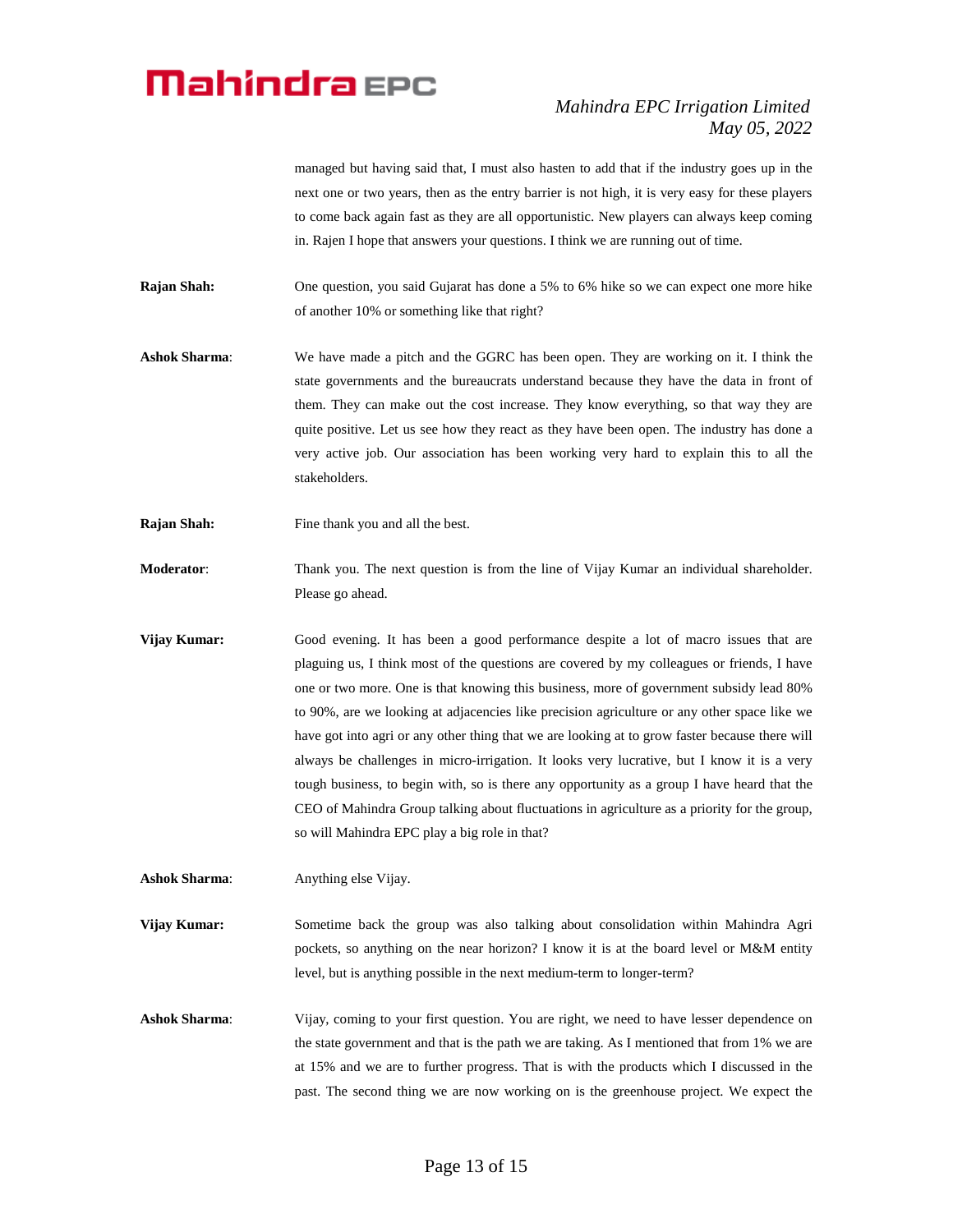managed but having said that, I must also hasten to add that if the industry goes up in the next one or two years, then as the entry barrier is not high, it is very easy for these players to come back again fast as they are all opportunistic. New players can always keep coming in. Rajen I hope that answers your questions. I think we are running out of time.

**Rajan Shah:** One question, you said Gujarat has done a 5% to 6% hike so we can expect one more hike of another 10% or something like that right?

**Ashok Sharma**: We have made a pitch and the GGRC has been open. They are working on it. I think the state governments and the bureaucrats understand because they have the data in front of them. They can make out the cost increase. They know everything, so that way they are quite positive. Let us see how they react as they have been open. The industry has done a very active job. Our association has been working very hard to explain this to all the stakeholders.

**Rajan Shah:** Fine thank you and all the best.

**Moderator**: Thank you. The next question is from the line of Vijay Kumar an individual shareholder. Please go ahead.

**Vijay Kumar:** Good evening. It has been a good performance despite a lot of macro issues that are plaguing us, I think most of the questions are covered by my colleagues or friends, I have one or two more. One is that knowing this business, more of government subsidy lead 80% to 90%, are we looking at adjacencies like precision agriculture or any other space like we have got into agri or any other thing that we are looking at to grow faster because there will always be challenges in micro-irrigation. It looks very lucrative, but I know it is a very tough business, to begin with, so is there any opportunity as a group I have heard that the CEO of Mahindra Group talking about fluctuations in agriculture as a priority for the group, so will Mahindra EPC play a big role in that?

**Ashok Sharma**: Anything else Vijay.

**Vijay Kumar:** Sometime back the group was also talking about consolidation within Mahindra Agri pockets, so anything on the near horizon? I know it is at the board level or M&M entity level, but is anything possible in the next medium-term to longer-term?

**Ashok Sharma**: Vijay, coming to your first question. You are right, we need to have lesser dependence on the state government and that is the path we are taking. As I mentioned that from 1% we are at 15% and we are to further progress. That is with the products which I discussed in the past. The second thing we are now working on is the greenhouse project. We expect the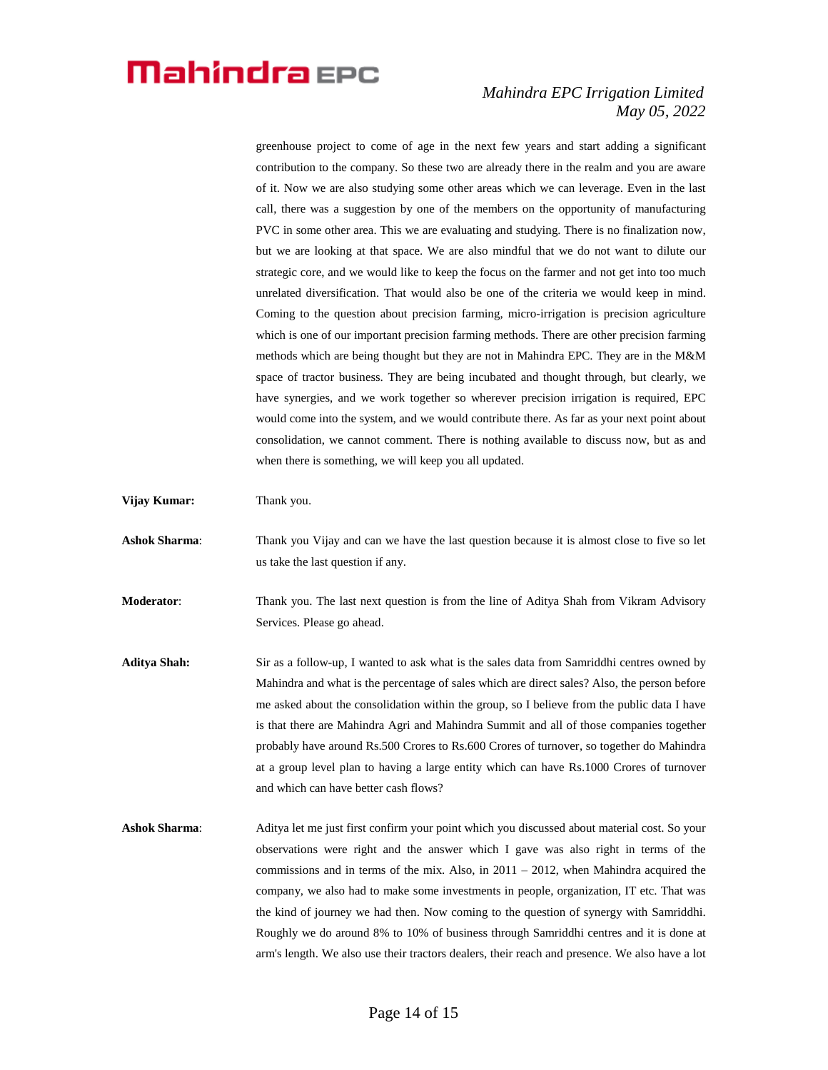greenhouse project to come of age in the next few years and start adding a significant contribution to the company. So these two are already there in the realm and you are aware of it. Now we are also studying some other areas which we can leverage. Even in the last call, there was a suggestion by one of the members on the opportunity of manufacturing PVC in some other area. This we are evaluating and studying. There is no finalization now, but we are looking at that space. We are also mindful that we do not want to dilute our strategic core, and we would like to keep the focus on the farmer and not get into too much unrelated diversification. That would also be one of the criteria we would keep in mind. Coming to the question about precision farming, micro-irrigation is precision agriculture which is one of our important precision farming methods. There are other precision farming methods which are being thought but they are not in Mahindra EPC. They are in the M&M space of tractor business. They are being incubated and thought through, but clearly, we have synergies, and we work together so wherever precision irrigation is required, EPC would come into the system, and we would contribute there. As far as your next point about consolidation, we cannot comment. There is nothing available to discuss now, but as and when there is something, we will keep you all updated.

**Vijay Kumar:** Thank you.

**Ashok Sharma**: Thank you Vijay and can we have the last question because it is almost close to five so let us take the last question if any.

**Moderator**: Thank you. The last next question is from the line of Aditya Shah from Vikram Advisory Services. Please go ahead.

**Aditya Shah:** Sir as a follow-up, I wanted to ask what is the sales data from Samriddhi centres owned by Mahindra and what is the percentage of sales which are direct sales? Also, the person before me asked about the consolidation within the group, so I believe from the public data I have is that there are Mahindra Agri and Mahindra Summit and all of those companies together probably have around Rs.500 Crores to Rs.600 Crores of turnover, so together do Mahindra at a group level plan to having a large entity which can have Rs.1000 Crores of turnover and which can have better cash flows?

**Ashok Sharma**: Aditya let me just first confirm your point which you discussed about material cost. So your observations were right and the answer which I gave was also right in terms of the commissions and in terms of the mix. Also, in 2011 – 2012, when Mahindra acquired the company, we also had to make some investments in people, organization, IT etc. That was the kind of journey we had then. Now coming to the question of synergy with Samriddhi. Roughly we do around 8% to 10% of business through Samriddhi centres and it is done at arm's length. We also use their tractors dealers, their reach and presence. We also have a lot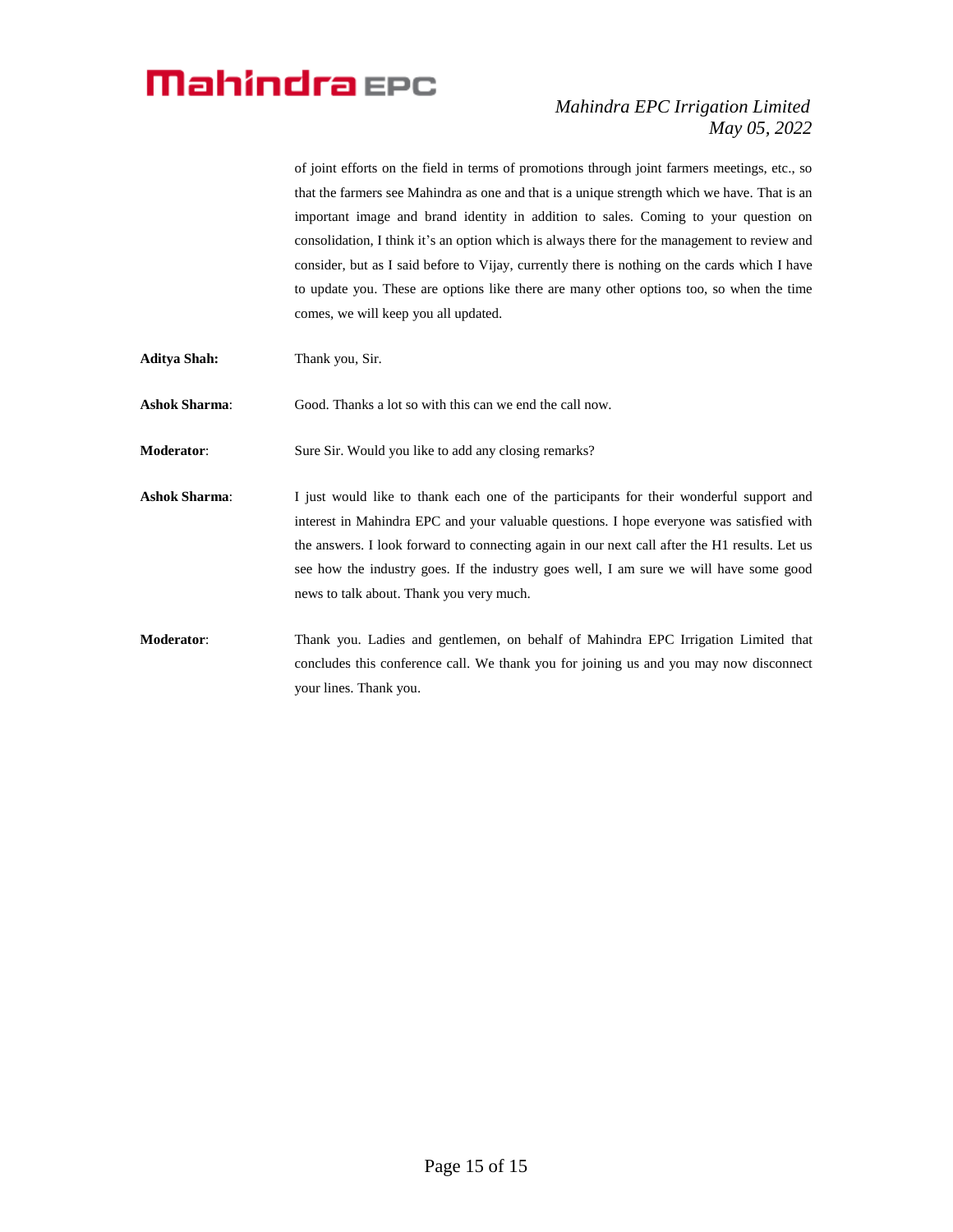of joint efforts on the field in terms of promotions through joint farmers meetings, etc., so that the farmers see Mahindra as one and that is a unique strength which we have. That is an important image and brand identity in addition to sales. Coming to your question on consolidation, I think it's an option which is always there for the management to review and consider, but as I said before to Vijay, currently there is nothing on the cards which I have to update you. These are options like there are many other options too, so when the time comes, we will keep you all updated.

**Aditya Shah:** Thank you, Sir.

**Ashok Sharma**: Good. Thanks a lot so with this can we end the call now.

**Moderator**: Sure Sir. Would you like to add any closing remarks?

**Ashok Sharma**: I just would like to thank each one of the participants for their wonderful support and interest in Mahindra EPC and your valuable questions. I hope everyone was satisfied with the answers. I look forward to connecting again in our next call after the H1 results. Let us see how the industry goes. If the industry goes well, I am sure we will have some good news to talk about. Thank you very much.

**Moderator**: Thank you. Ladies and gentlemen, on behalf of Mahindra EPC Irrigation Limited that concludes this conference call. We thank you for joining us and you may now disconnect your lines. Thank you.